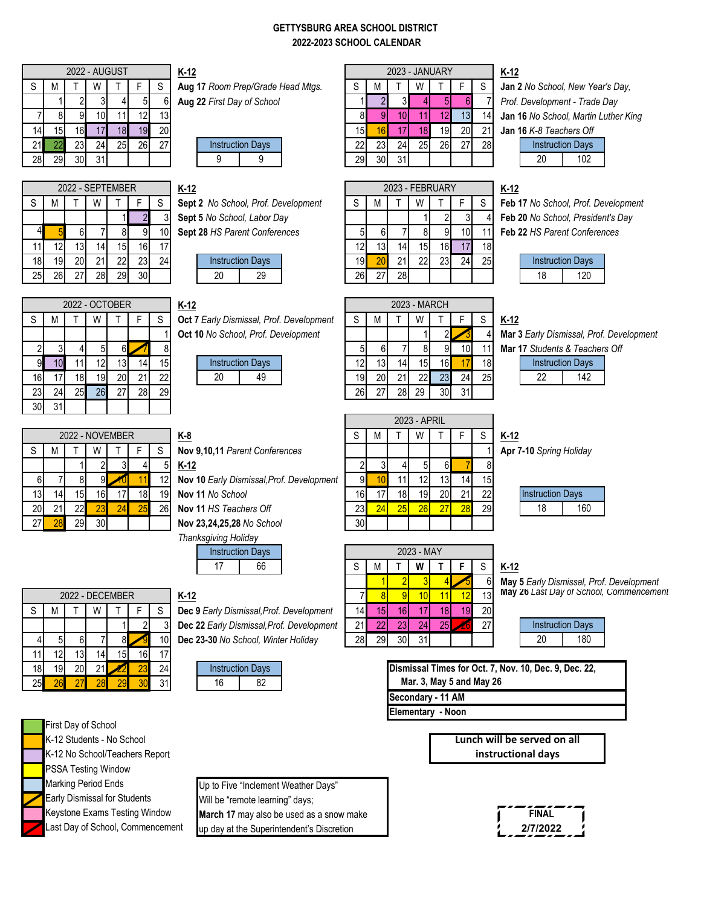# GETTYSBURG AREA SCHOOL DISTRICT
## 2022-2023 SCHOOL CALENDAR

### 2022 - AUGUST

| S | M | T | W | T | F | S |
|---|---|---|---|---|---|---|
| | 1 | 2 | 3 | 4 | 5 | 6 |
| 7 | 8 | 9 | 10 | 11 | 12 | 13 |
| 14 | 15 | 16 | 17 | 18 | 19 | 20 |
| 21 | 22 | 23 | 24 | 25 | 26 | 27 |
| 28 | 29 | 30 | 31 | | | |

**K-12**
**Aug 17** *Room Prep/Grade Head Mtgs.*
**Aug 22** *First Day of School*

| Instruction Days | |
|---|---|
| 9 | 9 |

### 2022 - SEPTEMBER

| S | M | T | W | T | F | S |
|---|---|---|---|---|---|---|
| | | | | 1 | 2 | 3 |
| 4 | 5 | 6 | 7 | 8 | 9 | 10 |
| 11 | 12 | 13 | 14 | 15 | 16 | 17 |
| 18 | 19 | 20 | 21 | 22 | 23 | 24 |
| 25 | 26 | 27 | 28 | 29 | 30 | |

**K-12**
**Sept 2** *No School, Prof. Development*
**Sept 5** *No School, Labor Day*
**Sept 28** *HS Parent Conferences*

| Instruction Days | |
|---|---|
| 20 | 29 |

### 2022 - OCTOBER

| S | M | T | W | T | F | S |
|---|---|---|---|---|---|---|
| | | | | | | 1 |
| 2 | 3 | 4 | 5 | 6 | 7 | 8 |
| 9 | 10 | 11 | 12 | 13 | 14 | 15 |
| 16 | 17 | 18 | 19 | 20 | 21 | 22 |
| 23 | 24 | 25 | 26 | 27 | 28 | 29 |
| 30 | 31 | | | | | |

**K-12**
**Oct 7** *Early Dismissal, Prof. Development*
**Oct 10** *No School, Prof. Development*

| Instruction Days | |
|---|---|
| 20 | 49 |

### 2022 - NOVEMBER

| S | M | T | W | T | F | S |
|---|---|---|---|---|---|---|
| | | 1 | 2 | 3 | 4 | 5 |
| 6 | 7 | 8 | 9 | 10 | 11 | 12 |
| 13 | 14 | 15 | 16 | 17 | 18 | 19 |
| 20 | 21 | 22 | 23 | 24 | 25 | 26 |
| 27 | 28 | 29 | 30 | | | |

**K-8**
**Nov 9,10,11** *Parent Conferences*
**K-12**
**Nov 10** *Early Dismissal,Prof. Development*
**Nov 11** *No School*
**Nov 11** *HS Teachers Off*
**Nov 23,24,25,28** *No School Thanksgiving Holiday*

| Instruction Days | |
|---|---|
| 17 | 66 |

### 2022 - DECEMBER

| S | M | T | W | T | F | S |
|---|---|---|---|---|---|---|
| | | | | 1 | 2 | 3 |
| 4 | 5 | 6 | 7 | 8 | 9 | 10 |
| 11 | 12 | 13 | 14 | 15 | 16 | 17 |
| 18 | 19 | 20 | 21 | 22 | 23 | 24 |
| 25 | 26 | 27 | 28 | 29 | 30 | 31 |

**K-12**
**Dec 9** *Early Dismissal,Prof. Development*
**Dec 22** *Early Dismissal,Prof. Development*
**Dec 23-30** *No School, Winter Holiday*

| Instruction Days | |
|---|---|
| 16 | 82 |

### 2023 - JANUARY

| S | M | T | W | T | F | S |
|---|---|---|---|---|---|---|
| 1 | 2 | 3 | 4 | 5 | 6 | 7 |
| 8 | 9 | 10 | 11 | 12 | 13 | 14 |
| 15 | 16 | 17 | 18 | 19 | 20 | 21 |
| 22 | 23 | 24 | 25 | 26 | 27 | 28 |
| 29 | 30 | 31 | | | | |

**K-12**
**Jan 2** *No School, New Year's Day, Prof. Development - Trade Day*
**Jan 16** *No School, Martin Luther King*
**Jan 16** *K-8 Teachers Off*

| Instruction Days | |
|---|---|
| 20 | 102 |

### 2023 - FEBRUARY

| S | M | T | W | T | F | S |
|---|---|---|---|---|---|---|
| | | | 1 | 2 | 3 | 4 |
| 5 | 6 | 7 | 8 | 9 | 10 | 11 |
| 12 | 13 | 14 | 15 | 16 | 17 | 18 |
| 19 | 20 | 21 | 22 | 23 | 24 | 25 |
| 26 | 27 | 28 | | | | |

**K-12**
**Feb 17** *No School, Prof. Development*
**Feb 20** *No School, President's Day*
**Feb 22** *HS Parent Conferences*

| Instruction Days | |
|---|---|
| 18 | 120 |

### 2023 - MARCH

| S | M | T | W | T | F | S |
|---|---|---|---|---|---|---|
| | | | 1 | 2 | 3 | 4 |
| 5 | 6 | 7 | 8 | 9 | 10 | 11 |
| 12 | 13 | 14 | 15 | 16 | 17 | 18 |
| 19 | 20 | 21 | 22 | 23 | 24 | 25 |
| 26 | 27 | 28 | 29 | 30 | 31 | |

**K-12**
**Mar 3** *Early Dismissal, Prof. Development*
**Mar 17** *Students & Teachers Off*

| Instruction Days | |
|---|---|
| 22 | 142 |

### 2023 - APRIL

| S | M | T | W | T | F | S |
|---|---|---|---|---|---|---|
| | | | | | | 1 |
| 2 | 3 | 4 | 5 | 6 | 7 | 8 |
| 9 | 10 | 11 | 12 | 13 | 14 | 15 |
| 16 | 17 | 18 | 19 | 20 | 21 | 22 |
| 23 | 24 | 25 | 26 | 27 | 28 | 29 |
| 30 | | | | | | |

**K-12**
**Apr 7-10** *Spring Holiday*

| Instruction Days | |
|---|---|
| 18 | 160 |

### 2023 - MAY

| S | M | T | W | T | F | S |
|---|---|---|---|---|---|---|
| | 1 | 2 | 3 | 4 | 5 | 6 |
| 7 | 8 | 9 | 10 | 11 | 12 | 13 |
| 14 | 15 | 16 | 17 | 18 | 19 | 20 |
| 21 | 22 | 23 | 24 | 25 | 26 | 27 |
| 28 | 29 | 30 | 31 | | | |

**K-12**
**May 5** *Early Dismissal, Prof. Development*
**May 26** *Last Day of School, Commencement*

| Instruction Days | |
|---|---|
| 20 | 180 |

**Dismissal Times for Oct. 7, Nov. 10, Dec. 9, Dec. 22, Mar. 3, May 5 and May 26**
**Secondary - 11 AM**
**Elementary - Noon**

**Lunch will be served on all instructional days**

### Legend

- First Day of School
- K-12 Students - No School
- K-12 No School/Teachers Report
- PSSA Testing Window
- Marking Period Ends
- Early Dismissal for Students
- Keystone Exams Testing Window
- Last Day of School, Commencement

Up to Five "Inclement Weather Days" Will be "remote learning" days; **March 17** may also be used as a snow make up day at the Superintendent's Discretion

**FINAL**
**2/7/2022**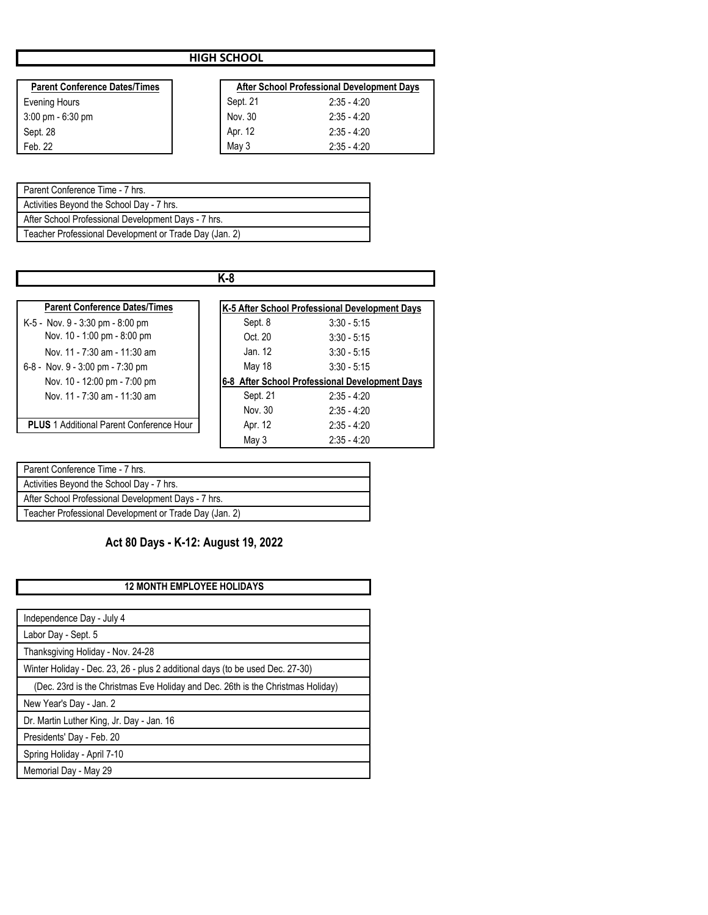## HIGH SCHOOL

| Parent Conference Dates/Times |
|---|
| Evening Hours |
| 3:00 pm - 6:30 pm |
| Sept. 28 |
| Feb. 22 |

| After School Professional Development Days | |
|---|---|
| Sept. 21 | 2:35 - 4:20 |
| Nov. 30 | 2:35 - 4:20 |
| Apr. 12 | 2:35 - 4:20 |
| May 3 | 2:35 - 4:20 |

| |
|---|
| Parent Conference Time - 7 hrs. |
| Activities Beyond the School Day - 7 hrs. |
| After School Professional Development Days - 7 hrs. |
| Teacher Professional Development or Trade Day (Jan. 2) |

## K-8

| Parent Conference Dates/Times |
|---|
| K-5 - Nov. 9 - 3:30 pm - 8:00 pm |
| Nov. 10 - 1:00 pm - 8:00 pm |
| Nov. 11 - 7:30 am - 11:30 am |
| 6-8 - Nov. 9 - 3:00 pm - 7:30 pm |
| Nov. 10 - 12:00 pm - 7:00 pm |
| Nov. 11 - 7:30 am - 11:30 am |
| **PLUS** 1 Additional Parent Conference Hour |

| K-5 After School Professional Development Days | |
|---|---|
| Sept. 8 | 3:30 - 5:15 |
| Oct. 20 | 3:30 - 5:15 |
| Jan. 12 | 3:30 - 5:15 |
| May 18 | 3:30 - 5:15 |
| **6-8 After School Professional Development Days** | |
| Sept. 21 | 2:35 - 4:20 |
| Nov. 30 | 2:35 - 4:20 |
| Apr. 12 | 2:35 - 4:20 |
| May 3 | 2:35 - 4:20 |

| |
|---|
| Parent Conference Time - 7 hrs. |
| Activities Beyond the School Day - 7 hrs. |
| After School Professional Development Days - 7 hrs. |
| Teacher Professional Development or Trade Day (Jan. 2) |

**Act 80 Days - K-12: August 19, 2022**

## 12 MONTH EMPLOYEE HOLIDAYS

| |
|---|
| Independence Day - July 4 |
| Labor Day - Sept. 5 |
| Thanksgiving Holiday - Nov. 24-28 |
| Winter Holiday - Dec. 23, 26 - plus 2 additional days (to be used Dec. 27-30) |
| (Dec. 23rd is the Christmas Eve Holiday and Dec. 26th is the Christmas Holiday) |
| New Year's Day - Jan. 2 |
| Dr. Martin Luther King, Jr. Day - Jan. 16 |
| Presidents' Day - Feb. 20 |
| Spring Holiday - April 7-10 |
| Memorial Day - May 29 |